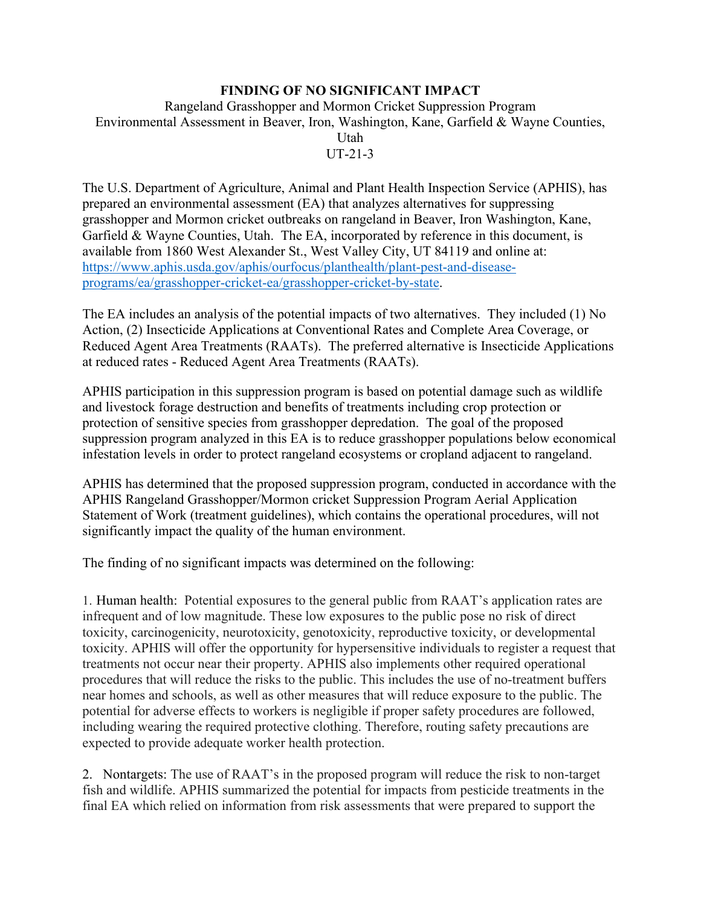**FINDING OF NO SIGNIFICANT IMPACT**

Rangeland Grasshopper and Mormon Cricket Suppression Program
Environmental Assessment in Beaver, Iron, Washington, Kane, Garfield & Wayne Counties, Utah
UT-21-3

The U.S. Department of Agriculture, Animal and Plant Health Inspection Service (APHIS), has prepared an environmental assessment (EA) that analyzes alternatives for suppressing grasshopper and Mormon cricket outbreaks on rangeland in Beaver, Iron Washington, Kane, Garfield & Wayne Counties, Utah. The EA, incorporated by reference in this document, is available from 1860 West Alexander St., West Valley City, UT 84119 and online at: [https://www.aphis.usda.gov/aphis/ourfocus/planthealth/plant-pest-and-disease-programs/ea/grasshopper-cricket-ea/grasshopper-cricket-by-state](https://www.aphis.usda.gov/aphis/ourfocus/planthealth/plant-pest-and-disease-programs/ea/grasshopper-cricket-ea/grasshopper-cricket-by-state).

The EA includes an analysis of the potential impacts of two alternatives. They included (1) No Action, (2) Insecticide Applications at Conventional Rates and Complete Area Coverage, or Reduced Agent Area Treatments (RAATs). The preferred alternative is Insecticide Applications at reduced rates - Reduced Agent Area Treatments (RAATs).

APHIS participation in this suppression program is based on potential damage such as wildlife and livestock forage destruction and benefits of treatments including crop protection or protection of sensitive species from grasshopper depredation. The goal of the proposed suppression program analyzed in this EA is to reduce grasshopper populations below economical infestation levels in order to protect rangeland ecosystems or cropland adjacent to rangeland.

APHIS has determined that the proposed suppression program, conducted in accordance with the APHIS Rangeland Grasshopper/Mormon cricket Suppression Program Aerial Application Statement of Work (treatment guidelines), which contains the operational procedures, will not significantly impact the quality of the human environment.

The finding of no significant impacts was determined on the following:

1. Human health: Potential exposures to the general public from RAAT's application rates are infrequent and of low magnitude. These low exposures to the public pose no risk of direct toxicity, carcinogenicity, neurotoxicity, genotoxicity, reproductive toxicity, or developmental toxicity. APHIS will offer the opportunity for hypersensitive individuals to register a request that treatments not occur near their property. APHIS also implements other required operational procedures that will reduce the risks to the public. This includes the use of no-treatment buffers near homes and schools, as well as other measures that will reduce exposure to the public. The potential for adverse effects to workers is negligible if proper safety procedures are followed, including wearing the required protective clothing. Therefore, routing safety precautions are expected to provide adequate worker health protection.

2. Nontargets: The use of RAAT's in the proposed program will reduce the risk to non-target fish and wildlife. APHIS summarized the potential for impacts from pesticide treatments in the final EA which relied on information from risk assessments that were prepared to support the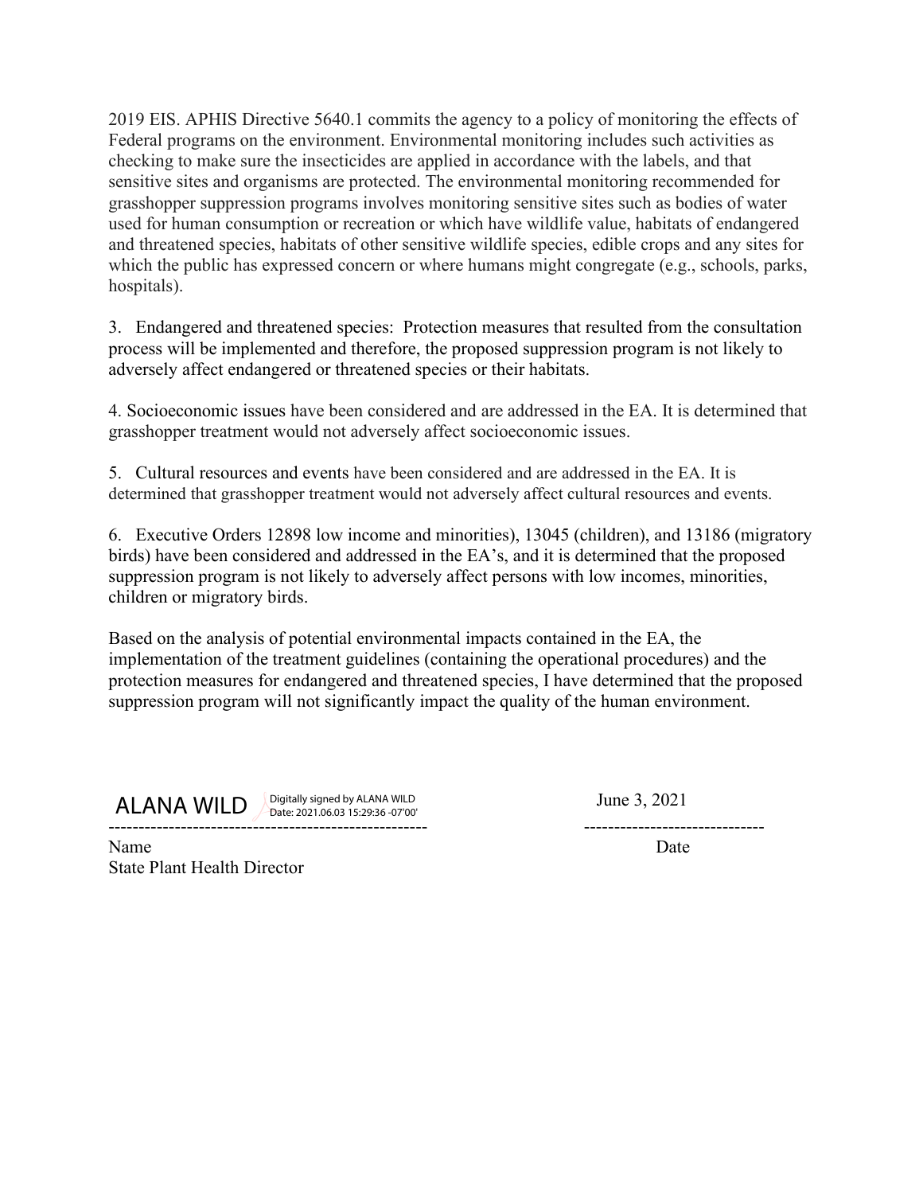2019 EIS. APHIS Directive 5640.1 commits the agency to a policy of monitoring the effects of Federal programs on the environment. Environmental monitoring includes such activities as checking to make sure the insecticides are applied in accordance with the labels, and that sensitive sites and organisms are protected. The environmental monitoring recommended for grasshopper suppression programs involves monitoring sensitive sites such as bodies of water used for human consumption or recreation or which have wildlife value, habitats of endangered and threatened species, habitats of other sensitive wildlife species, edible crops and any sites for which the public has expressed concern or where humans might congregate (e.g., schools, parks, hospitals).

3. Endangered and threatened species: Protection measures that resulted from the consultation process will be implemented and therefore, the proposed suppression program is not likely to adversely affect endangered or threatened species or their habitats.

4. Socioeconomic issues have been considered and are addressed in the EA. It is determined that grasshopper treatment would not adversely affect socioeconomic issues.

5. Cultural resources and events have been considered and are addressed in the EA. It is determined that grasshopper treatment would not adversely affect cultural resources and events.

6. Executive Orders 12898 low income and minorities), 13045 (children), and 13186 (migratory birds) have been considered and addressed in the EA's, and it is determined that the proposed suppression program is not likely to adversely affect persons with low incomes, minorities, children or migratory birds.

Based on the analysis of potential environmental impacts contained in the EA, the implementation of the treatment guidelines (containing the operational procedures) and the protection measures for endangered and threatened species, I have determined that the proposed suppression program will not significantly impact the quality of the human environment.

ALANA WILD Digitally signed by ALANA WILD Date: 2021.06.03 15:29:36 -07'00'

June 3, 2021

-----------------------------------------------------

Name
State Plant Health Director

-----------------------------

Date